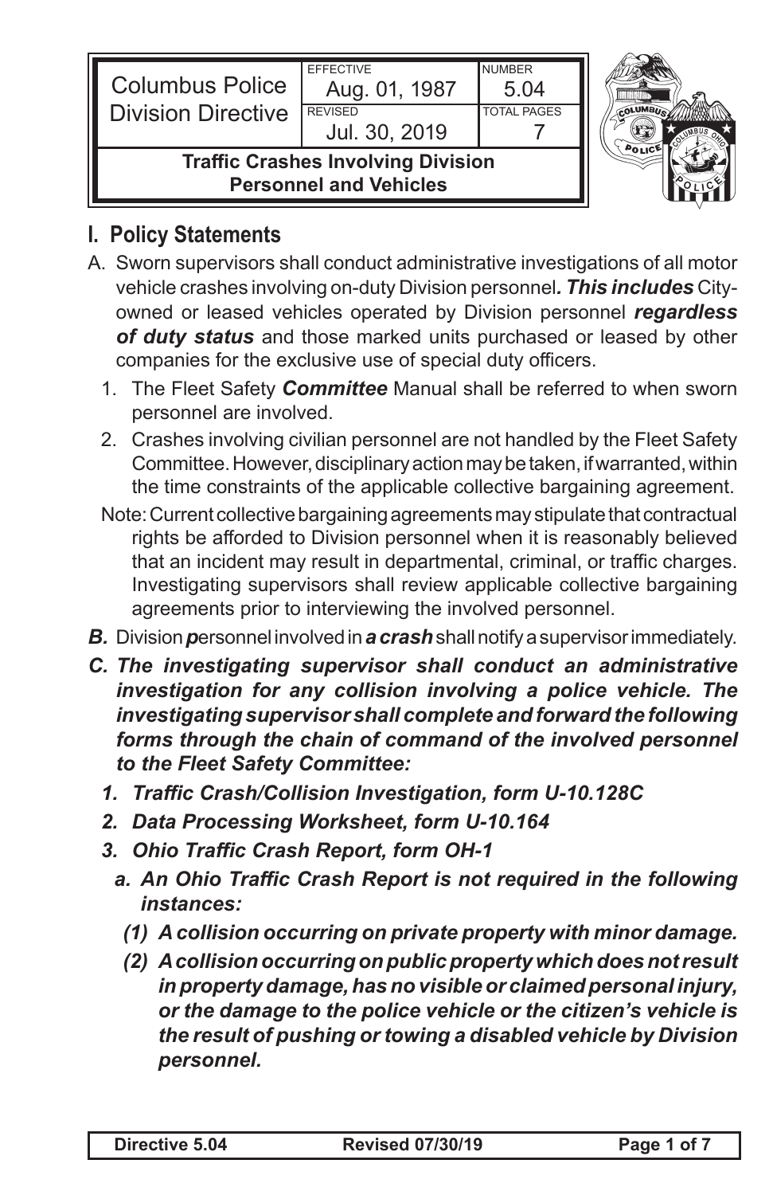| Columbus Police Division Directive | EFFECTIVE Aug. 01, 1987 | NUMBER 5.04 |
| --- | --- | --- |
| | REVISED Jul. 30, 2019 | TOTAL PAGES 7 |
| **Traffic Crashes Involving Division Personnel and Vehicles** | | |

## I. Policy Statements

A. Sworn supervisors shall conduct administrative investigations of all motor vehicle crashes involving on-duty Division personnel***. This includes*** City-owned or leased vehicles operated by Division personnel ***regardless of duty status*** and those marked units purchased or leased by other companies for the exclusive use of special duty officers.

   1. The Fleet Safety ***Committee*** Manual shall be referred to when sworn personnel are involved.
   2. Crashes involving civilian personnel are not handled by the Fleet Safety Committee. However, disciplinary action may be taken, if warranted, within the time constraints of the applicable collective bargaining agreement.

   Note: Current collective bargaining agreements may stipulate that contractual rights be afforded to Division personnel when it is reasonably believed that an incident may result in departmental, criminal, or traffic charges. Investigating supervisors shall review applicable collective bargaining agreements prior to interviewing the involved personnel.

***B.*** Division ***p***ersonnel involved in ***a crash*** shall notify a supervisor immediately.

***C. The investigating supervisor shall conduct an administrative investigation for any collision involving a police vehicle. The investigating supervisor shall complete and forward the following forms through the chain of command of the involved personnel to the Fleet Safety Committee:***

   ***1. Traffic Crash/Collision Investigation, form U-10.128C***

   ***2. Data Processing Worksheet, form U-10.164***

   ***3. Ohio Traffic Crash Report, form OH-1***

      ***a. An Ohio Traffic Crash Report is not required in the following instances:***

         ***(1) A collision occurring on private property with minor damage.***

         ***(2) A collision occurring on public property which does not result in property damage, has no visible or claimed personal injury, or the damage to the police vehicle or the citizen's vehicle is the result of pushing or towing a disabled vehicle by Division personnel.***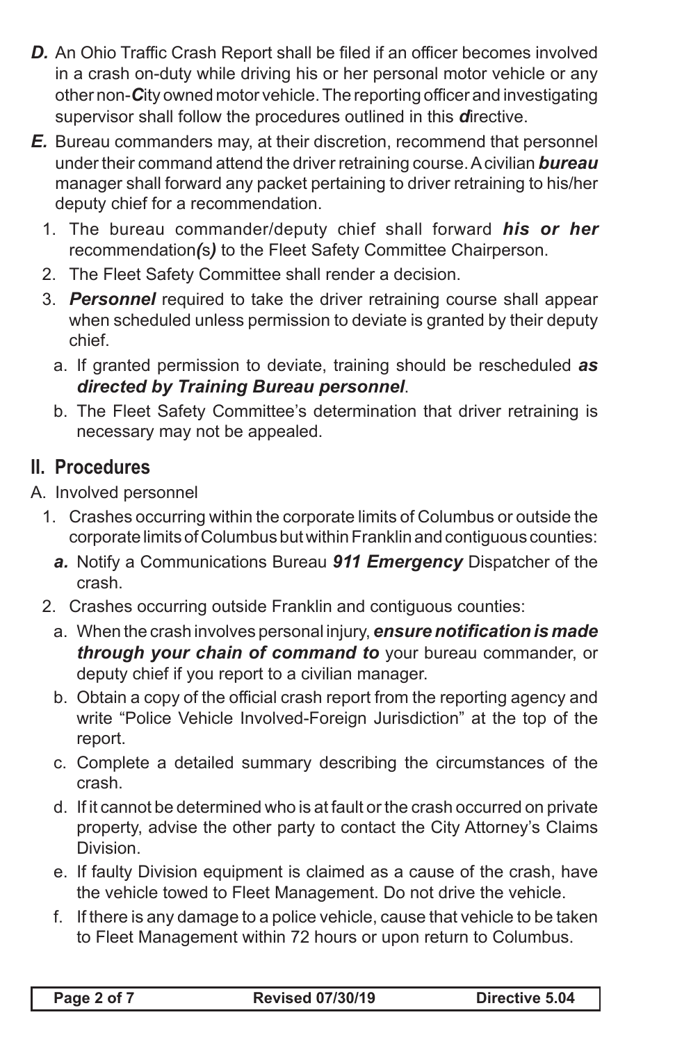***D.*** An Ohio Traffic Crash Report shall be filed if an officer becomes involved in a crash on-duty while driving his or her personal motor vehicle or any other non-***C***ity owned motor vehicle. The reporting officer and investigating supervisor shall follow the procedures outlined in this ***d***irective.

***E.*** Bureau commanders may, at their discretion, recommend that personnel under their command attend the driver retraining course. A civilian ***bureau*** manager shall forward any packet pertaining to driver retraining to his/her deputy chief for a recommendation.

1. The bureau commander/deputy chief shall forward ***his or her*** recommendation***(***s***)*** to the Fleet Safety Committee Chairperson.
2. The Fleet Safety Committee shall render a decision.
3. ***Personnel*** required to take the driver retraining course shall appear when scheduled unless permission to deviate is granted by their deputy chief.
   a. If granted permission to deviate, training should be rescheduled ***as directed by Training Bureau personnel***.
   b. The Fleet Safety Committee's determination that driver retraining is necessary may not be appealed.

## II. Procedures

A. Involved personnel

1. Crashes occurring within the corporate limits of Columbus or outside the corporate limits of Columbus but within Franklin and contiguous counties:
   ***a.*** Notify a Communications Bureau ***911 Emergency*** Dispatcher of the crash.
2. Crashes occurring outside Franklin and contiguous counties:
   a. When the crash involves personal injury, ***ensure notification is made through your chain of command to*** your bureau commander, or deputy chief if you report to a civilian manager.
   b. Obtain a copy of the official crash report from the reporting agency and write "Police Vehicle Involved-Foreign Jurisdiction" at the top of the report.
   c. Complete a detailed summary describing the circumstances of the crash.
   d. If it cannot be determined who is at fault or the crash occurred on private property, advise the other party to contact the City Attorney's Claims Division.
   e. If faulty Division equipment is claimed as a cause of the crash, have the vehicle towed to Fleet Management. Do not drive the vehicle.
   f. If there is any damage to a police vehicle, cause that vehicle to be taken to Fleet Management within 72 hours or upon return to Columbus.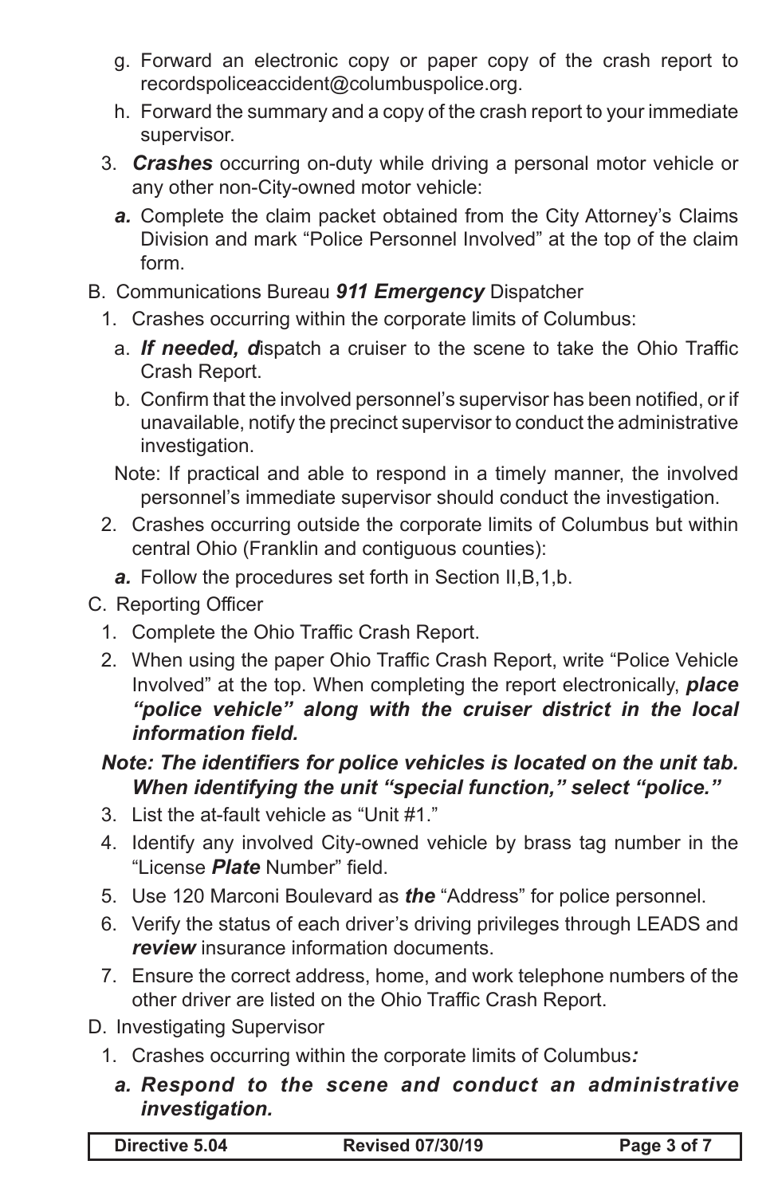g. Forward an electronic copy or paper copy of the crash report to recordspoliceaccident@columbuspolice.org.

h. Forward the summary and a copy of the crash report to your immediate supervisor.

3. ***Crashes*** occurring on-duty while driving a personal motor vehicle or any other non-City-owned motor vehicle:

   ***a.*** Complete the claim packet obtained from the City Attorney's Claims Division and mark "Police Personnel Involved" at the top of the claim form.

B. Communications Bureau ***911 Emergency*** Dispatcher

1. Crashes occurring within the corporate limits of Columbus:

   a. ***If needed, d***ispatch a cruiser to the scene to take the Ohio Traffic Crash Report.

   b. Confirm that the involved personnel's supervisor has been notified, or if unavailable, notify the precinct supervisor to conduct the administrative investigation.

   Note: If practical and able to respond in a timely manner, the involved personnel's immediate supervisor should conduct the investigation.

2. Crashes occurring outside the corporate limits of Columbus but within central Ohio (Franklin and contiguous counties):

   ***a.*** Follow the procedures set forth in Section II,B,1,b.

C. Reporting Officer

1. Complete the Ohio Traffic Crash Report.

2. When using the paper Ohio Traffic Crash Report, write "Police Vehicle Involved" at the top. When completing the report electronically, ***place "police vehicle" along with the cruiser district in the local information field.***

***Note: The identifiers for police vehicles is located on the unit tab. When identifying the unit "special function," select "police."***

3. List the at-fault vehicle as "Unit #1."

4. Identify any involved City-owned vehicle by brass tag number in the "License ***Plate*** Number" field.

5. Use 120 Marconi Boulevard as ***the*** "Address" for police personnel.

6. Verify the status of each driver's driving privileges through LEADS and ***review*** insurance information documents.

7. Ensure the correct address, home, and work telephone numbers of the other driver are listed on the Ohio Traffic Crash Report.

D. Investigating Supervisor

1. Crashes occurring within the corporate limits of Columbus***:***

   ***a. Respond to the scene and conduct an administrative investigation.***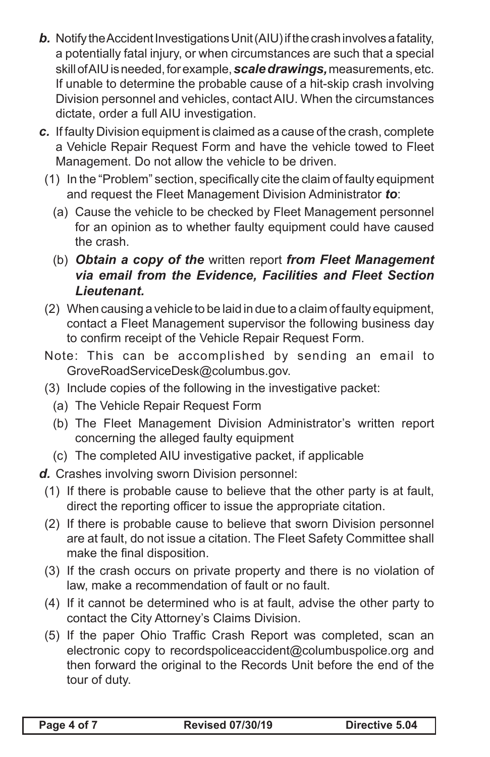***b.*** Notify the Accident Investigations Unit (AIU) if the crash involves a fatality, a potentially fatal injury, or when circumstances are such that a special skill of AIU is needed, for example, ***scale drawings,*** measurements, etc. If unable to determine the probable cause of a hit-skip crash involving Division personnel and vehicles, contact AIU. When the circumstances dictate, order a full AIU investigation.

***c.*** If faulty Division equipment is claimed as a cause of the crash, complete a Vehicle Repair Request Form and have the vehicle towed to Fleet Management. Do not allow the vehicle to be driven.

(1) In the "Problem" section, specifically cite the claim of faulty equipment and request the Fleet Management Division Administrator ***to***:

(a) Cause the vehicle to be checked by Fleet Management personnel for an opinion as to whether faulty equipment could have caused the crash.

(b) ***Obtain a copy of the*** written report ***from Fleet Management via email from the Evidence, Facilities and Fleet Section Lieutenant.***

(2) When causing a vehicle to be laid in due to a claim of faulty equipment, contact a Fleet Management supervisor the following business day to confirm receipt of the Vehicle Repair Request Form.

Note: This can be accomplished by sending an email to GroveRoadServiceDesk@columbus.gov.

(3) Include copies of the following in the investigative packet:

(a) The Vehicle Repair Request Form

(b) The Fleet Management Division Administrator's written report concerning the alleged faulty equipment

(c) The completed AIU investigative packet, if applicable

***d.*** Crashes involving sworn Division personnel:

(1) If there is probable cause to believe that the other party is at fault, direct the reporting officer to issue the appropriate citation.

(2) If there is probable cause to believe that sworn Division personnel are at fault, do not issue a citation. The Fleet Safety Committee shall make the final disposition.

(3) If the crash occurs on private property and there is no violation of law, make a recommendation of fault or no fault.

(4) If it cannot be determined who is at fault, advise the other party to contact the City Attorney's Claims Division.

(5) If the paper Ohio Traffic Crash Report was completed, scan an electronic copy to recordspoliceaccident@columbuspolice.org and then forward the original to the Records Unit before the end of the tour of duty.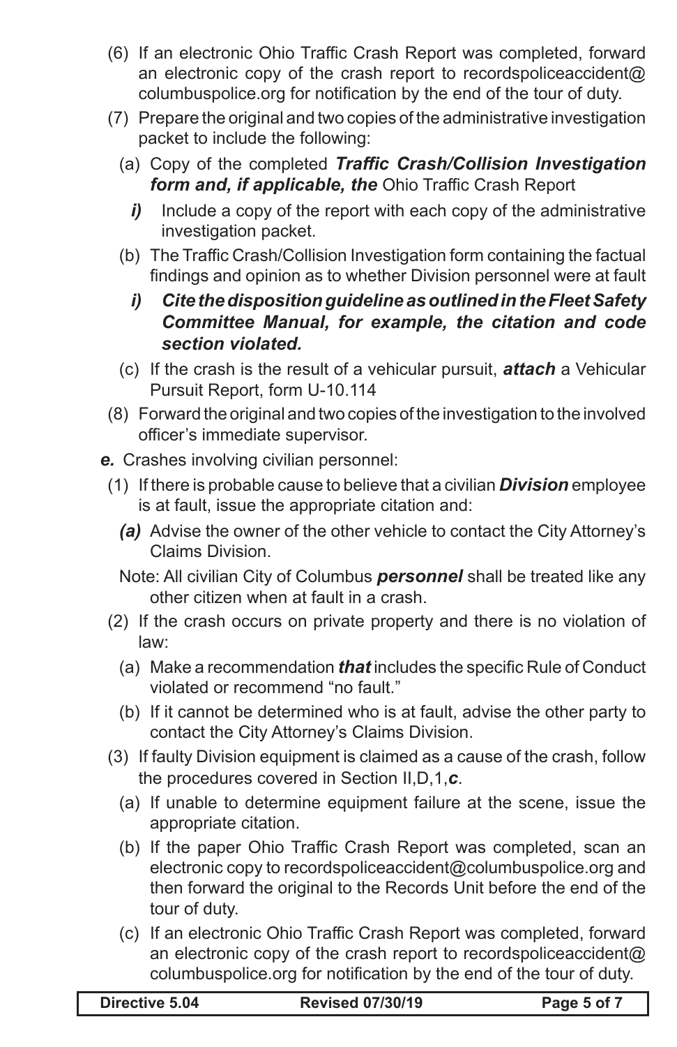(6) If an electronic Ohio Traffic Crash Report was completed, forward an electronic copy of the crash report to recordspoliceaccident@columbuspolice.org for notification by the end of the tour of duty.

(7) Prepare the original and two copies of the administrative investigation packet to include the following:

(a) Copy of the completed ***Traffic Crash/Collision Investigation form and, if applicable, the*** Ohio Traffic Crash Report

***i)*** Include a copy of the report with each copy of the administrative investigation packet.

(b) The Traffic Crash/Collision Investigation form containing the factual findings and opinion as to whether Division personnel were at fault

***i) Cite the disposition guideline as outlined in the Fleet Safety Committee Manual, for example, the citation and code section violated.***

(c) If the crash is the result of a vehicular pursuit, ***attach*** a Vehicular Pursuit Report, form U-10.114

(8) Forward the original and two copies of the investigation to the involved officer's immediate supervisor.

***e.*** Crashes involving civilian personnel:

(1) If there is probable cause to believe that a civilian ***Division*** employee is at fault, issue the appropriate citation and:

***(a)*** Advise the owner of the other vehicle to contact the City Attorney's Claims Division.

Note: All civilian City of Columbus ***personnel*** shall be treated like any other citizen when at fault in a crash.

(2) If the crash occurs on private property and there is no violation of law:

(a) Make a recommendation ***that*** includes the specific Rule of Conduct violated or recommend "no fault."

(b) If it cannot be determined who is at fault, advise the other party to contact the City Attorney's Claims Division.

(3) If faulty Division equipment is claimed as a cause of the crash, follow the procedures covered in Section II,D,1,***c***.

(a) If unable to determine equipment failure at the scene, issue the appropriate citation.

(b) If the paper Ohio Traffic Crash Report was completed, scan an electronic copy to recordspoliceaccident@columbuspolice.org and then forward the original to the Records Unit before the end of the tour of duty.

(c) If an electronic Ohio Traffic Crash Report was completed, forward an electronic copy of the crash report to recordspoliceaccident@columbuspolice.org for notification by the end of the tour of duty.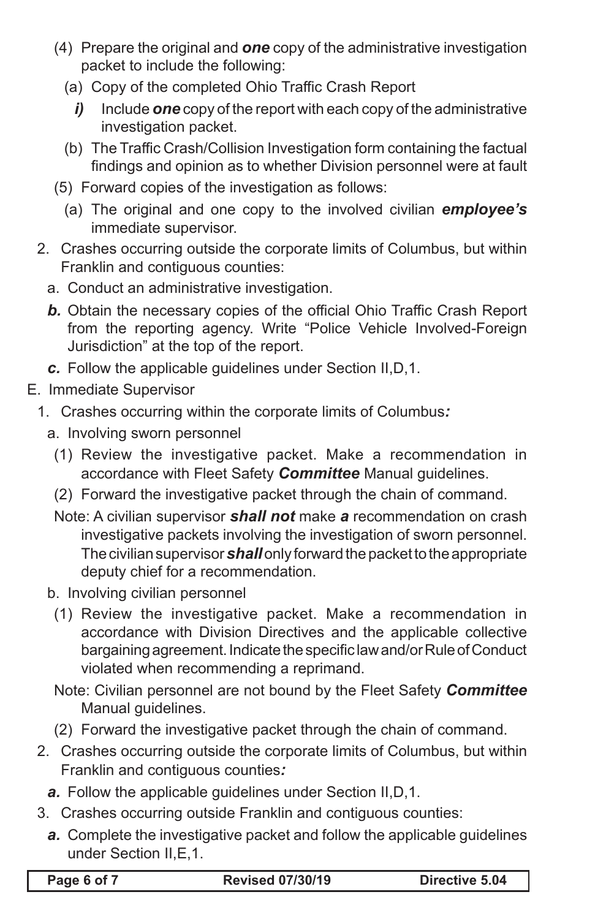(4) Prepare the original and ***one*** copy of the administrative investigation packet to include the following:

  (a) Copy of the completed Ohio Traffic Crash Report

    ***i)*** Include ***one*** copy of the report with each copy of the administrative investigation packet.

  (b) The Traffic Crash/Collision Investigation form containing the factual findings and opinion as to whether Division personnel were at fault

(5) Forward copies of the investigation as follows:

  (a) The original and one copy to the involved civilian ***employee's*** immediate supervisor.

2. Crashes occurring outside the corporate limits of Columbus, but within Franklin and contiguous counties:

   a. Conduct an administrative investigation.

   ***b.*** Obtain the necessary copies of the official Ohio Traffic Crash Report from the reporting agency. Write "Police Vehicle Involved-Foreign Jurisdiction" at the top of the report.

   ***c.*** Follow the applicable guidelines under Section II,D,1.

E. Immediate Supervisor

1. Crashes occurring within the corporate limits of Columbus***:***

   a. Involving sworn personnel

     (1) Review the investigative packet. Make a recommendation in accordance with Fleet Safety ***Committee*** Manual guidelines.

     (2) Forward the investigative packet through the chain of command.

   Note: A civilian supervisor ***shall not*** make ***a*** recommendation on crash investigative packets involving the investigation of sworn personnel. The civilian supervisor ***shall*** only forward the packet to the appropriate deputy chief for a recommendation.

   b. Involving civilian personnel

     (1) Review the investigative packet. Make a recommendation in accordance with Division Directives and the applicable collective bargaining agreement. Indicate the specific law and/or Rule of Conduct violated when recommending a reprimand.

   Note: Civilian personnel are not bound by the Fleet Safety ***Committee*** Manual guidelines.

     (2) Forward the investigative packet through the chain of command.

2. Crashes occurring outside the corporate limits of Columbus, but within Franklin and contiguous counties***:***

   ***a.*** Follow the applicable guidelines under Section II,D,1.

3. Crashes occurring outside Franklin and contiguous counties:

   ***a.*** Complete the investigative packet and follow the applicable guidelines under Section II,E,1.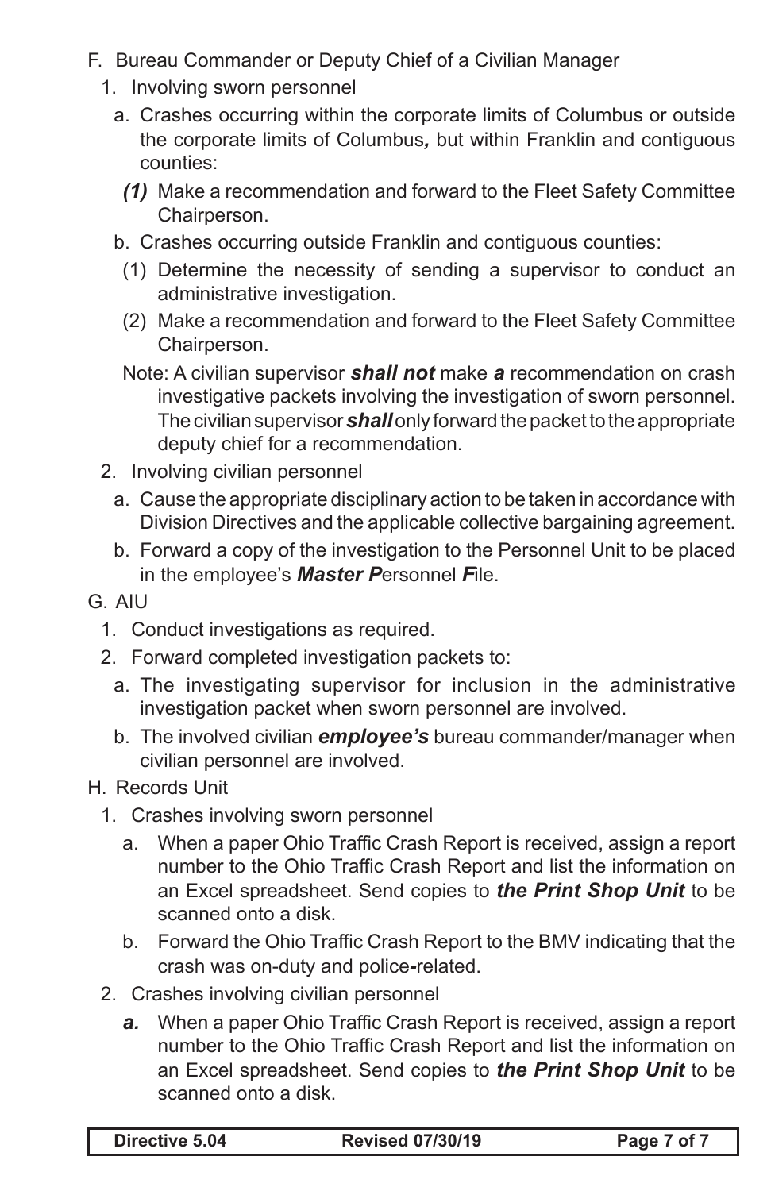F. Bureau Commander or Deputy Chief of a Civilian Manager
   1. Involving sworn personnel
      a. Crashes occurring within the corporate limits of Columbus or outside the corporate limits of Columbus*,* but within Franklin and contiguous counties:
         *(1)* Make a recommendation and forward to the Fleet Safety Committee Chairperson.
      b. Crashes occurring outside Franklin and contiguous counties:
         (1) Determine the necessity of sending a supervisor to conduct an administrative investigation.
         (2) Make a recommendation and forward to the Fleet Safety Committee Chairperson.

         Note: A civilian supervisor ***shall not*** make ***a*** recommendation on crash investigative packets involving the investigation of sworn personnel. The civilian supervisor ***shall*** only forward the packet to the appropriate deputy chief for a recommendation.
   2. Involving civilian personnel
      a. Cause the appropriate disciplinary action to be taken in accordance with Division Directives and the applicable collective bargaining agreement.
      b. Forward a copy of the investigation to the Personnel Unit to be placed in the employee's ***Master P***ersonnel ***F***ile.

G. AIU
   1. Conduct investigations as required.
   2. Forward completed investigation packets to:
      a. The investigating supervisor for inclusion in the administrative investigation packet when sworn personnel are involved.
      b. The involved civilian ***employee's*** bureau commander/manager when civilian personnel are involved.

H. Records Unit
   1. Crashes involving sworn personnel
      a. When a paper Ohio Traffic Crash Report is received, assign a report number to the Ohio Traffic Crash Report and list the information on an Excel spreadsheet. Send copies to ***the Print Shop Unit*** to be scanned onto a disk.
      b. Forward the Ohio Traffic Crash Report to the BMV indicating that the crash was on-duty and police**-**related.
   2. Crashes involving civilian personnel
      ***a.*** When a paper Ohio Traffic Crash Report is received, assign a report number to the Ohio Traffic Crash Report and list the information on an Excel spreadsheet. Send copies to ***the Print Shop Unit*** to be scanned onto a disk.